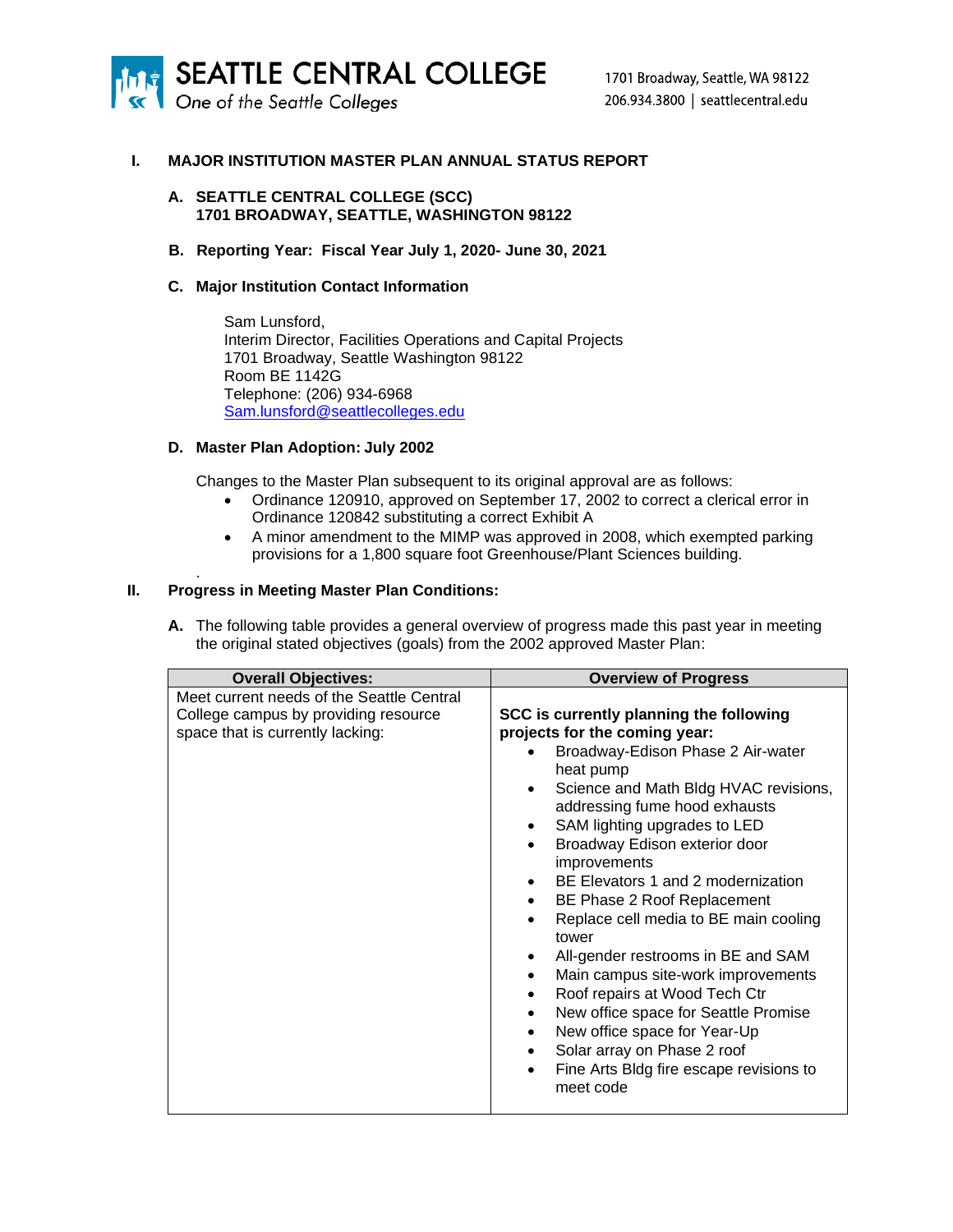SEATTLE CENTRAL COLLEGE
*One of the Seattle Colleges*

1701 Broadway, Seattle, WA 98122
206.934.3800 | seattlecentral.edu

# I. MAJOR INSTITUTION MASTER PLAN ANNUAL STATUS REPORT

## A. SEATTLE CENTRAL COLLEGE (SCC)
## 1701 BROADWAY, SEATTLE, WASHINGTON 98122

## B. Reporting Year: Fiscal Year July 1, 2020- June 30, 2021

## C. Major Institution Contact Information

Sam Lunsford,
Interim Director, Facilities Operations and Capital Projects
1701 Broadway, Seattle Washington 98122
Room BE 1142G
Telephone: (206) 934-6968
Sam.lunsford@seattlecolleges.edu

## D. Master Plan Adoption: July 2002

Changes to the Master Plan subsequent to its original approval are as follows:

- Ordinance 120910, approved on September 17, 2002 to correct a clerical error in Ordinance 120842 substituting a correct Exhibit A
- A minor amendment to the MIMP was approved in 2008, which exempted parking provisions for a 1,800 square foot Greenhouse/Plant Sciences building.

# II. Progress in Meeting Master Plan Conditions:

**A.** The following table provides a general overview of progress made this past year in meeting the original stated objectives (goals) from the 2002 approved Master Plan:

| Overall Objectives: | Overview of Progress |
|---|---|
| Meet current needs of the Seattle Central College campus by providing resource space that is currently lacking: | **SCC is currently planning the following projects for the coming year:**<br>• Broadway-Edison Phase 2 Air-water heat pump<br>• Science and Math Bldg HVAC revisions, addressing fume hood exhausts<br>• SAM lighting upgrades to LED<br>• Broadway Edison exterior door improvements<br>• BE Elevators 1 and 2 modernization<br>• BE Phase 2 Roof Replacement<br>• Replace cell media to BE main cooling tower<br>• All-gender restrooms in BE and SAM<br>• Main campus site-work improvements<br>• Roof repairs at Wood Tech Ctr<br>• New office space for Seattle Promise<br>• New office space for Year-Up<br>• Solar array on Phase 2 roof<br>• Fine Arts Bldg fire escape revisions to meet code |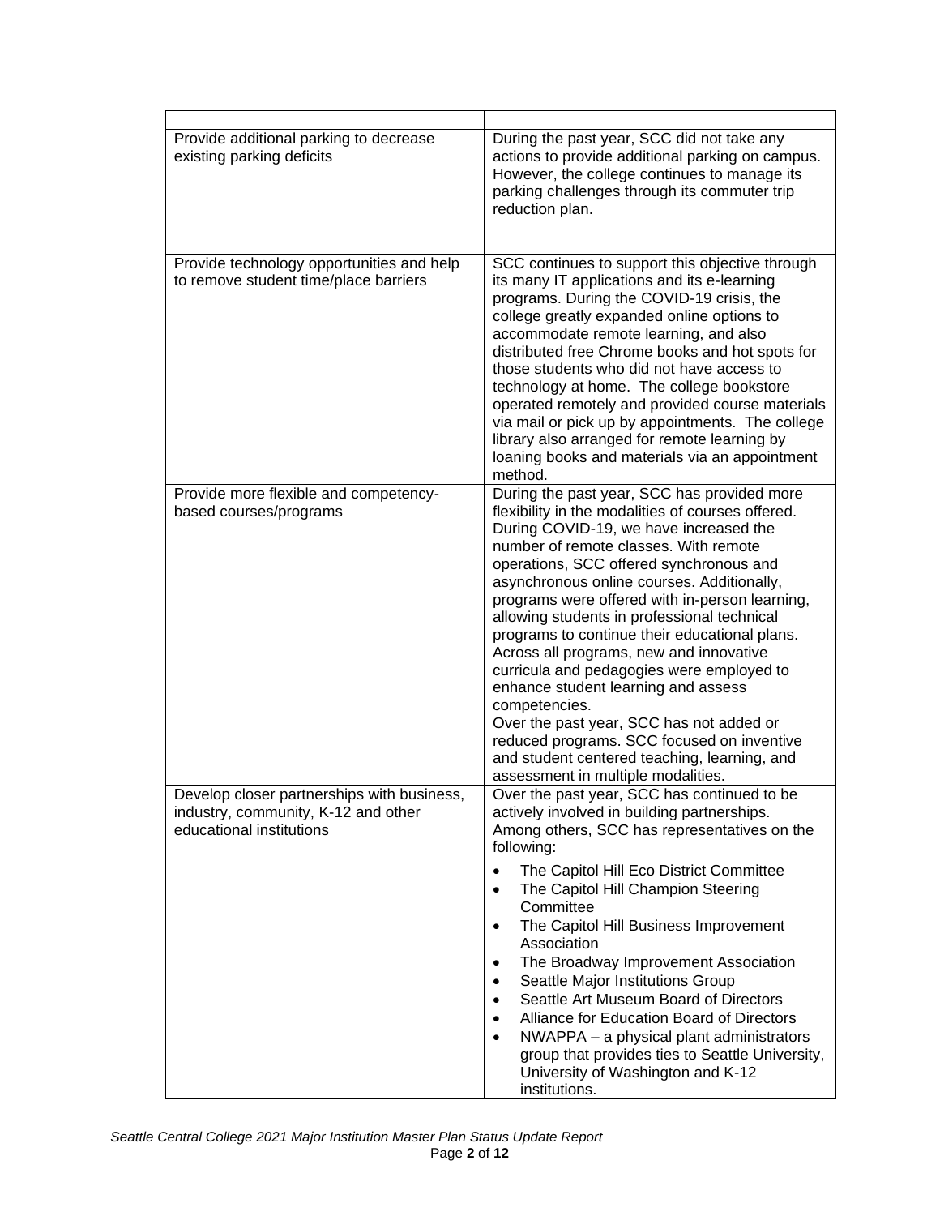| | |
|---|---|
| Provide additional parking to decrease existing parking deficits | During the past year, SCC did not take any actions to provide additional parking on campus. However, the college continues to manage its parking challenges through its commuter trip reduction plan. |
| Provide technology opportunities and help to remove student time/place barriers | SCC continues to support this objective through its many IT applications and its e-learning programs. During the COVID-19 crisis, the college greatly expanded online options to accommodate remote learning, and also distributed free Chrome books and hot spots for those students who did not have access to technology at home. The college bookstore operated remotely and provided course materials via mail or pick up by appointments. The college library also arranged for remote learning by loaning books and materials via an appointment method. |
| Provide more flexible and competency-based courses/programs | During the past year, SCC has provided more flexibility in the modalities of courses offered. During COVID-19, we have increased the number of remote classes. With remote operations, SCC offered synchronous and asynchronous online courses. Additionally, programs were offered with in-person learning, allowing students in professional technical programs to continue their educational plans. Across all programs, new and innovative curricula and pedagogies were employed to enhance student learning and assess competencies.<br>Over the past year, SCC has not added or reduced programs. SCC focused on inventive and student centered teaching, learning, and assessment in multiple modalities. |
| Develop closer partnerships with business, industry, community, K-12 and other educational institutions | Over the past year, SCC has continued to be actively involved in building partnerships. Among others, SCC has representatives on the following:<br>• The Capitol Hill Eco District Committee<br>• The Capitol Hill Champion Steering Committee<br>• The Capitol Hill Business Improvement Association<br>• The Broadway Improvement Association<br>• Seattle Major Institutions Group<br>• Seattle Art Museum Board of Directors<br>• Alliance for Education Board of Directors<br>• NWAPPA – a physical plant administrators group that provides ties to Seattle University, University of Washington and K-12 institutions. |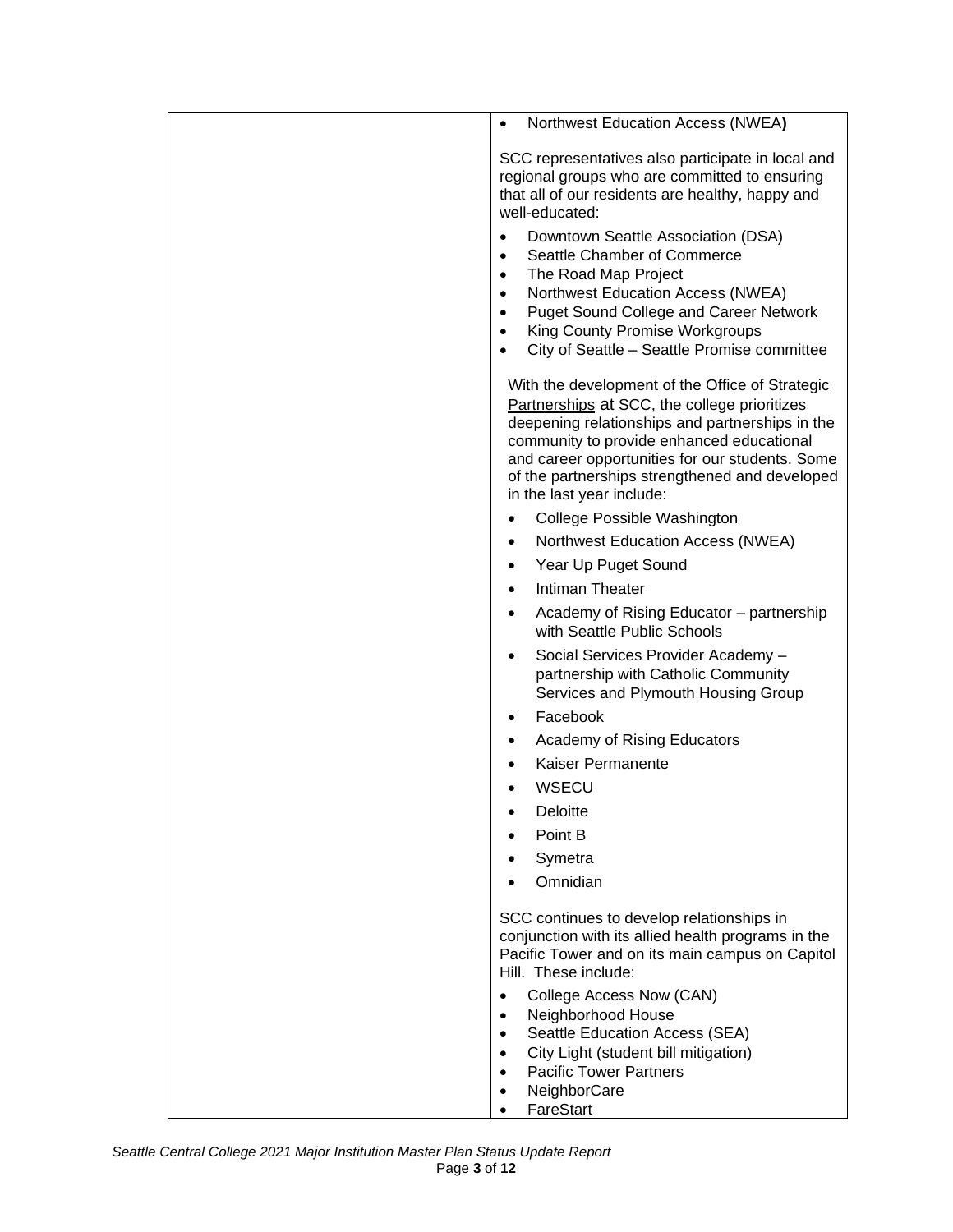| | |
|---|---|
| | • Northwest Education Access (NWEA**)**<br><br>SCC representatives also participate in local and regional groups who are committed to ensuring that all of our residents are healthy, happy and well-educated:<br><br>• Downtown Seattle Association (DSA)<br>• Seattle Chamber of Commerce<br>• The Road Map Project<br>• Northwest Education Access (NWEA)<br>• Puget Sound College and Career Network<br>• King County Promise Workgroups<br>• City of Seattle – Seattle Promise committee<br><br>With the development of the <u>Office of Strategic Partnerships</u> at SCC, the college prioritizes deepening relationships and partnerships in the community to provide enhanced educational and career opportunities for our students. Some of the partnerships strengthened and developed in the last year include:<br><br>• College Possible Washington<br>• Northwest Education Access (NWEA)<br>• Year Up Puget Sound<br>• Intiman Theater<br>• Academy of Rising Educator – partnership with Seattle Public Schools<br>• Social Services Provider Academy – partnership with Catholic Community Services and Plymouth Housing Group<br>• Facebook<br>• Academy of Rising Educators<br>• Kaiser Permanente<br>• WSECU<br>• Deloitte<br>• Point B<br>• Symetra<br>• Omnidian<br><br>SCC continues to develop relationships in conjunction with its allied health programs in the Pacific Tower and on its main campus on Capitol Hill. These include:<br><br>• College Access Now (CAN)<br>• Neighborhood House<br>• Seattle Education Access (SEA)<br>• City Light (student bill mitigation)<br>• Pacific Tower Partners<br>• NeighborCare<br>• FareStart |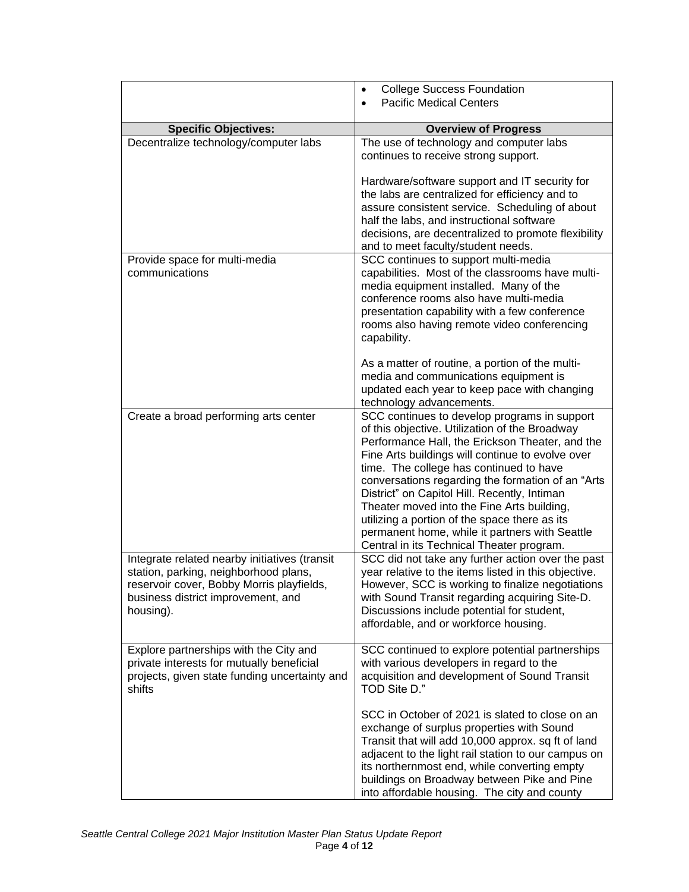| | |
|---|---|
| | • College Success Foundation<br>• Pacific Medical Centers |
| **Specific Objectives:** | **Overview of Progress** |
| Decentralize technology/computer labs | The use of technology and computer labs continues to receive strong support.<br><br>Hardware/software support and IT security for the labs are centralized for efficiency and to assure consistent service. Scheduling of about half the labs, and instructional software decisions, are decentralized to promote flexibility and to meet faculty/student needs. |
| Provide space for multi-media communications | SCC continues to support multi-media capabilities. Most of the classrooms have multi-media equipment installed. Many of the conference rooms also have multi-media presentation capability with a few conference rooms also having remote video conferencing capability.<br><br>As a matter of routine, a portion of the multi-media and communications equipment is updated each year to keep pace with changing technology advancements. |
| Create a broad performing arts center | SCC continues to develop programs in support of this objective. Utilization of the Broadway Performance Hall, the Erickson Theater, and the Fine Arts buildings will continue to evolve over time. The college has continued to have conversations regarding the formation of an "Arts District" on Capitol Hill. Recently, Intiman Theater moved into the Fine Arts building, utilizing a portion of the space there as its permanent home, while it partners with Seattle Central in its Technical Theater program. |
| Integrate related nearby initiatives (transit station, parking, neighborhood plans, reservoir cover, Bobby Morris playfields, business district improvement, and housing). | SCC did not take any further action over the past year relative to the items listed in this objective. However, SCC is working to finalize negotiations with Sound Transit regarding acquiring Site-D. Discussions include potential for student, affordable, and or workforce housing. |
| Explore partnerships with the City and private interests for mutually beneficial projects, given state funding uncertainty and shifts | SCC continued to explore potential partnerships with various developers in regard to the acquisition and development of Sound Transit TOD Site D."<br><br>SCC in October of 2021 is slated to close on an exchange of surplus properties with Sound Transit that will add 10,000 approx. sq ft of land adjacent to the light rail station to our campus on its northernmost end, while converting empty buildings on Broadway between Pike and Pine into affordable housing. The city and county |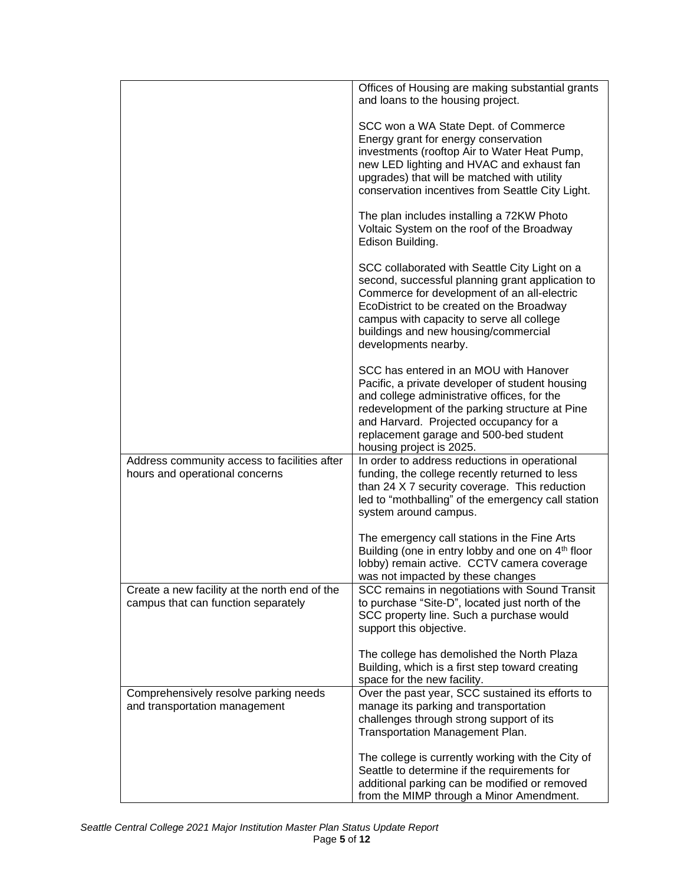| | |
|---|---|
| | Offices of Housing are making substantial grants and loans to the housing project.<br><br>SCC won a WA State Dept. of Commerce Energy grant for energy conservation investments (rooftop Air to Water Heat Pump, new LED lighting and HVAC and exhaust fan upgrades) that will be matched with utility conservation incentives from Seattle City Light.<br><br>The plan includes installing a 72KW Photo Voltaic System on the roof of the Broadway Edison Building.<br><br>SCC collaborated with Seattle City Light on a second, successful planning grant application to Commerce for development of an all-electric EcoDistrict to be created on the Broadway campus with capacity to serve all college buildings and new housing/commercial developments nearby.<br><br>SCC has entered in an MOU with Hanover Pacific, a private developer of student housing and college administrative offices, for the redevelopment of the parking structure at Pine and Harvard. Projected occupancy for a replacement garage and 500-bed student housing project is 2025. |
| Address community access to facilities after hours and operational concerns | In order to address reductions in operational funding, the college recently returned to less than 24 X 7 security coverage. This reduction led to "mothballing" of the emergency call station system around campus.<br><br>The emergency call stations in the Fine Arts Building (one in entry lobby and one on 4th floor lobby) remain active. CCTV camera coverage was not impacted by these changes |
| Create a new facility at the north end of the campus that can function separately | SCC remains in negotiations with Sound Transit to purchase "Site-D", located just north of the SCC property line. Such a purchase would support this objective.<br><br>The college has demolished the North Plaza Building, which is a first step toward creating space for the new facility. |
| Comprehensively resolve parking needs and transportation management | Over the past year, SCC sustained its efforts to manage its parking and transportation challenges through strong support of its Transportation Management Plan.<br><br>The college is currently working with the City of Seattle to determine if the requirements for additional parking can be modified or removed from the MIMP through a Minor Amendment. |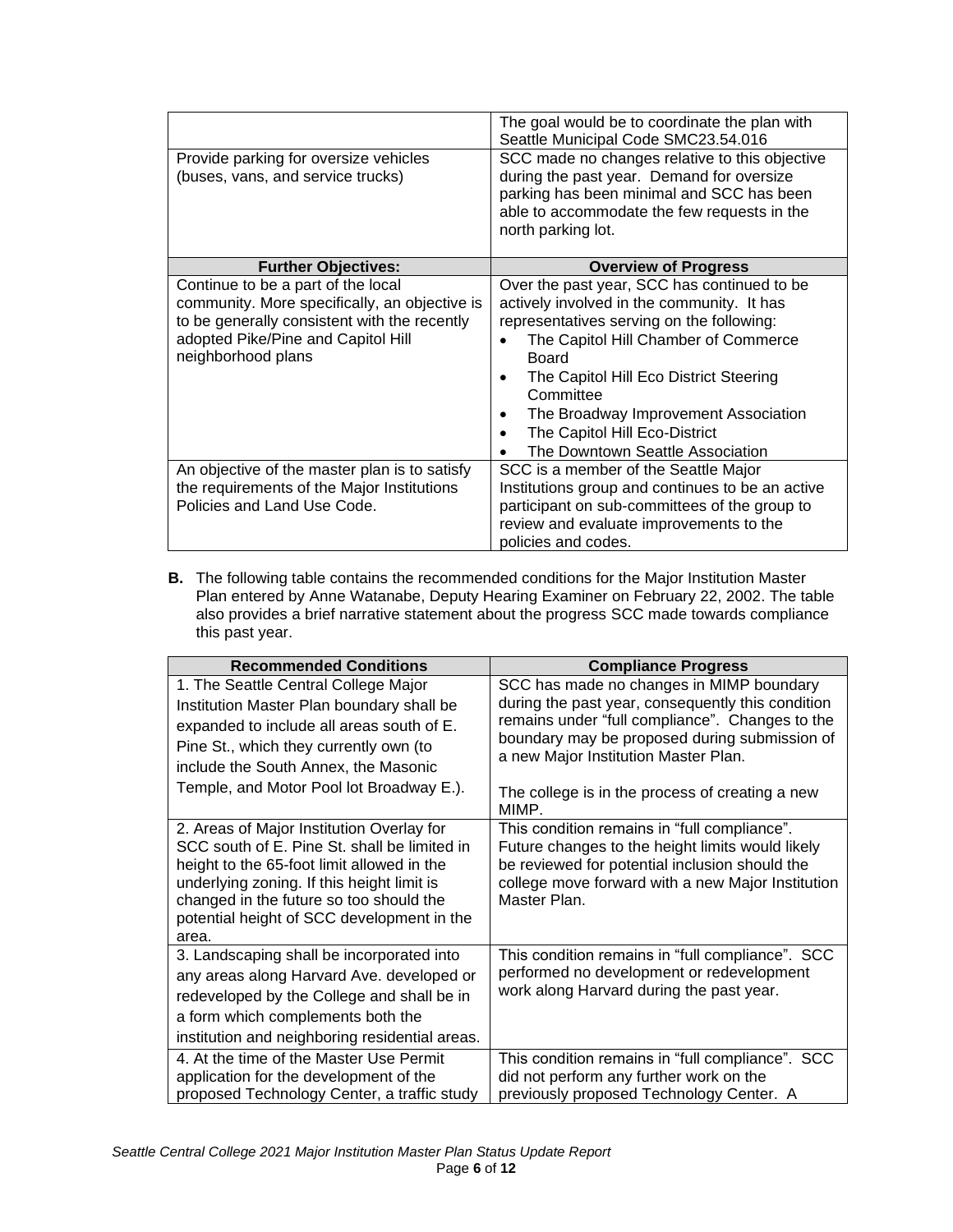| | |
|---|---|
| | The goal would be to coordinate the plan with Seattle Municipal Code SMC23.54.016 |
| Provide parking for oversize vehicles (buses, vans, and service trucks) | SCC made no changes relative to this objective during the past year. Demand for oversize parking has been minimal and SCC has been able to accommodate the few requests in the north parking lot. |
| **Further Objectives:** | **Overview of Progress** |
| Continue to be a part of the local community. More specifically, an objective is to be generally consistent with the recently adopted Pike/Pine and Capitol Hill neighborhood plans | Over the past year, SCC has continued to be actively involved in the community. It has representatives serving on the following:<br>• The Capitol Hill Chamber of Commerce Board<br>• The Capitol Hill Eco District Steering Committee<br>• The Broadway Improvement Association<br>• The Capitol Hill Eco-District<br>• The Downtown Seattle Association |
| An objective of the master plan is to satisfy the requirements of the Major Institutions Policies and Land Use Code. | SCC is a member of the Seattle Major Institutions group and continues to be an active participant on sub-committees of the group to review and evaluate improvements to the policies and codes. |

**B.** The following table contains the recommended conditions for the Major Institution Master Plan entered by Anne Watanabe, Deputy Hearing Examiner on February 22, 2002. The table also provides a brief narrative statement about the progress SCC made towards compliance this past year.

| Recommended Conditions | Compliance Progress |
|---|---|
| 1. The Seattle Central College Major Institution Master Plan boundary shall be expanded to include all areas south of E. Pine St., which they currently own (to include the South Annex, the Masonic Temple, and Motor Pool lot Broadway E.). | SCC has made no changes in MIMP boundary during the past year, consequently this condition remains under "full compliance". Changes to the boundary may be proposed during submission of a new Major Institution Master Plan.<br><br>The college is in the process of creating a new MIMP. |
| 2. Areas of Major Institution Overlay for SCC south of E. Pine St. shall be limited in height to the 65-foot limit allowed in the underlying zoning. If this height limit is changed in the future so too should the potential height of SCC development in the area. | This condition remains in "full compliance". Future changes to the height limits would likely be reviewed for potential inclusion should the college move forward with a new Major Institution Master Plan. |
| 3. Landscaping shall be incorporated into any areas along Harvard Ave. developed or redeveloped by the College and shall be in a form which complements both the institution and neighboring residential areas. | This condition remains in "full compliance". SCC performed no development or redevelopment work along Harvard during the past year. |
| 4. At the time of the Master Use Permit application for the development of the proposed Technology Center, a traffic study | This condition remains in "full compliance". SCC did not perform any further work on the previously proposed Technology Center. A |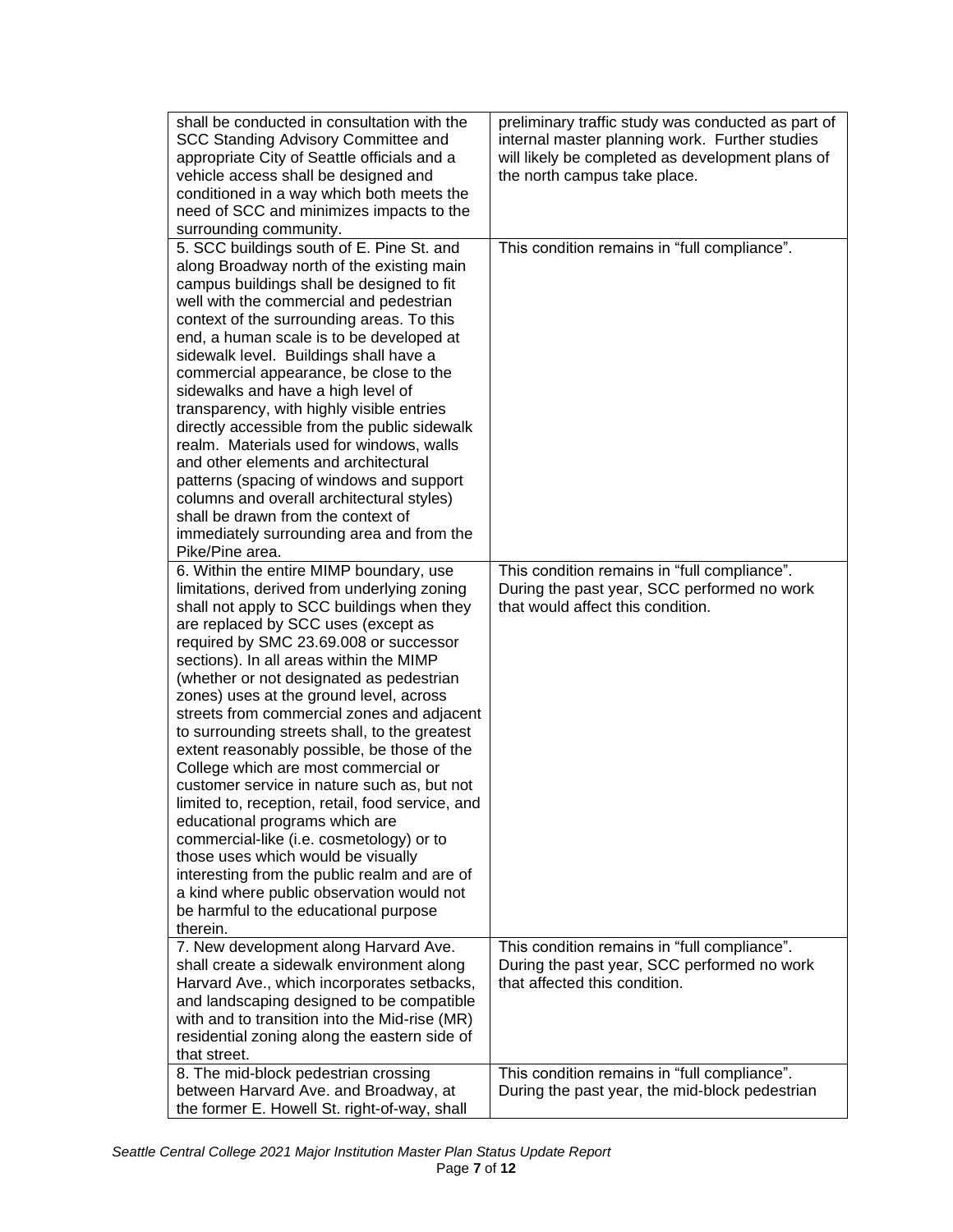| | |
|---|---|
| shall be conducted in consultation with the SCC Standing Advisory Committee and appropriate City of Seattle officials and a vehicle access shall be designed and conditioned in a way which both meets the need of SCC and minimizes impacts to the surrounding community. | preliminary traffic study was conducted as part of internal master planning work. Further studies will likely be completed as development plans of the north campus take place. |
| 5. SCC buildings south of E. Pine St. and along Broadway north of the existing main campus buildings shall be designed to fit well with the commercial and pedestrian context of the surrounding areas. To this end, a human scale is to be developed at sidewalk level. Buildings shall have a commercial appearance, be close to the sidewalks and have a high level of transparency, with highly visible entries directly accessible from the public sidewalk realm. Materials used for windows, walls and other elements and architectural patterns (spacing of windows and support columns and overall architectural styles) shall be drawn from the context of immediately surrounding area and from the Pike/Pine area. | This condition remains in "full compliance". |
| 6. Within the entire MIMP boundary, use limitations, derived from underlying zoning shall not apply to SCC buildings when they are replaced by SCC uses (except as required by SMC 23.69.008 or successor sections). In all areas within the MIMP (whether or not designated as pedestrian zones) uses at the ground level, across streets from commercial zones and adjacent to surrounding streets shall, to the greatest extent reasonably possible, be those of the College which are most commercial or customer service in nature such as, but not limited to, reception, retail, food service, and educational programs which are commercial-like (i.e. cosmetology) or to those uses which would be visually interesting from the public realm and are of a kind where public observation would not be harmful to the educational purpose therein. | This condition remains in "full compliance". During the past year, SCC performed no work that would affect this condition. |
| 7. New development along Harvard Ave. shall create a sidewalk environment along Harvard Ave., which incorporates setbacks, and landscaping designed to be compatible with and to transition into the Mid-rise (MR) residential zoning along the eastern side of that street. | This condition remains in "full compliance". During the past year, SCC performed no work that affected this condition. |
| 8. The mid-block pedestrian crossing between Harvard Ave. and Broadway, at the former E. Howell St. right-of-way, shall | This condition remains in "full compliance". During the past year, the mid-block pedestrian |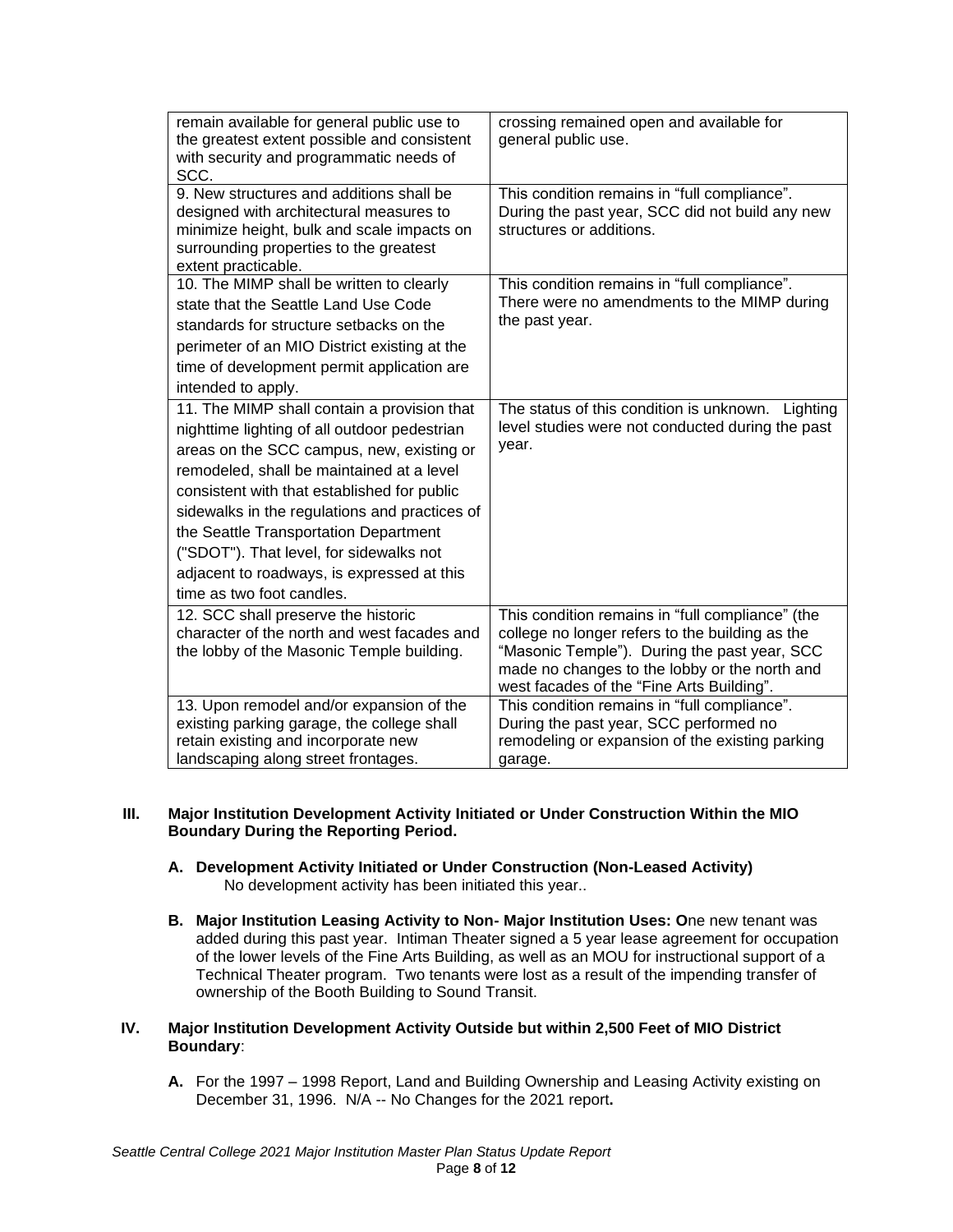| | |
|---|---|
| remain available for general public use to the greatest extent possible and consistent with security and programmatic needs of SCC. | crossing remained open and available for general public use. |
| 9. New structures and additions shall be designed with architectural measures to minimize height, bulk and scale impacts on surrounding properties to the greatest extent practicable. | This condition remains in "full compliance". During the past year, SCC did not build any new structures or additions. |
| 10. The MIMP shall be written to clearly state that the Seattle Land Use Code standards for structure setbacks on the perimeter of an MIO District existing at the time of development permit application are intended to apply. | This condition remains in "full compliance". There were no amendments to the MIMP during the past year. |
| 11. The MIMP shall contain a provision that nighttime lighting of all outdoor pedestrian areas on the SCC campus, new, existing or remodeled, shall be maintained at a level consistent with that established for public sidewalks in the regulations and practices of the Seattle Transportation Department ("SDOT"). That level, for sidewalks not adjacent to roadways, is expressed at this time as two foot candles. | The status of this condition is unknown. Lighting level studies were not conducted during the past year. |
| 12. SCC shall preserve the historic character of the north and west facades and the lobby of the Masonic Temple building. | This condition remains in "full compliance" (the college no longer refers to the building as the "Masonic Temple"). During the past year, SCC made no changes to the lobby or the north and west facades of the "Fine Arts Building". |
| 13. Upon remodel and/or expansion of the existing parking garage, the college shall retain existing and incorporate new landscaping along street frontages. | This condition remains in "full compliance". During the past year, SCC performed no remodeling or expansion of the existing parking garage. |

## III. Major Institution Development Activity Initiated or Under Construction Within the MIO Boundary During the Reporting Period.

**A. Development Activity Initiated or Under Construction (Non-Leased Activity)**
No development activity has been initiated this year..

**B. Major Institution Leasing Activity to Non- Major Institution Uses: O**ne new tenant was added during this past year. Intiman Theater signed a 5 year lease agreement for occupation of the lower levels of the Fine Arts Building, as well as an MOU for instructional support of a Technical Theater program. Two tenants were lost as a result of the impending transfer of ownership of the Booth Building to Sound Transit.

## IV. Major Institution Development Activity Outside but within 2,500 Feet of MIO District Boundary:

**A.** For the 1997 – 1998 Report, Land and Building Ownership and Leasing Activity existing on December 31, 1996. N/A -- No Changes for the 2021 report**.**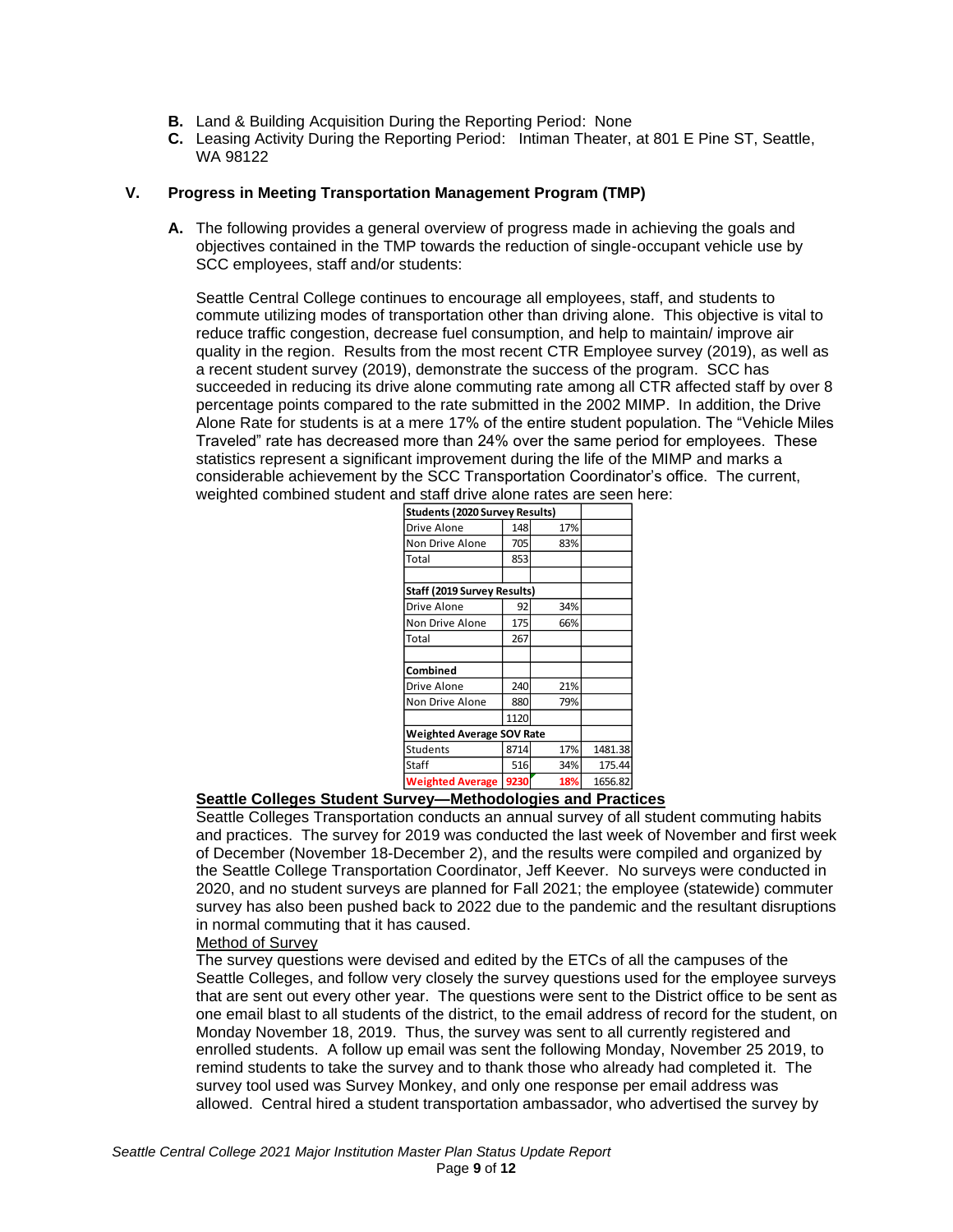**B.** Land & Building Acquisition During the Reporting Period: None

**C.** Leasing Activity During the Reporting Period: Intiman Theater, at 801 E Pine ST, Seattle, WA 98122

## V. Progress in Meeting Transportation Management Program (TMP)

**A.** The following provides a general overview of progress made in achieving the goals and objectives contained in the TMP towards the reduction of single-occupant vehicle use by SCC employees, staff and/or students:

Seattle Central College continues to encourage all employees, staff, and students to commute utilizing modes of transportation other than driving alone. This objective is vital to reduce traffic congestion, decrease fuel consumption, and help to maintain/ improve air quality in the region. Results from the most recent CTR Employee survey (2019), as well as a recent student survey (2019), demonstrate the success of the program. SCC has succeeded in reducing its drive alone commuting rate among all CTR affected staff by over 8 percentage points compared to the rate submitted in the 2002 MIMP. In addition, the Drive Alone Rate for students is at a mere 17% of the entire student population. The "Vehicle Miles Traveled" rate has decreased more than 24% over the same period for employees. These statistics represent a significant improvement during the life of the MIMP and marks a considerable achievement by the SCC Transportation Coordinator's office. The current, weighted combined student and staff drive alone rates are seen here:

| | | | |
|---|---|---|---|
| **Students (2020 Survey Results)** | | | |
| Drive Alone | 148 | 17% | |
| Non Drive Alone | 705 | 83% | |
| Total | 853 | | |
| | | | |
| **Staff (2019 Survey Results)** | | | |
| Drive Alone | 92 | 34% | |
| Non Drive Alone | 175 | 66% | |
| Total | 267 | | |
| | | | |
| **Combined** | | | |
| Drive Alone | 240 | 21% | |
| Non Drive Alone | 880 | 79% | |
| | 1120 | | |
| **Weighted Average SOV Rate** | | | |
| Students | 8714 | 17% | 1481.38 |
| Staff | 516 | 34% | 175.44 |
| **Weighted Average** | **9230** | **18%** | 1656.82 |

**<u>Seattle Colleges Student Survey—Methodologies and Practices</u>**

Seattle Colleges Transportation conducts an annual survey of all student commuting habits and practices. The survey for 2019 was conducted the last week of November and first week of December (November 18-December 2), and the results were compiled and organized by the Seattle College Transportation Coordinator, Jeff Keever. No surveys were conducted in 2020, and no student surveys are planned for Fall 2021; the employee (statewide) commuter survey has also been pushed back to 2022 due to the pandemic and the resultant disruptions in normal commuting that it has caused.

<u>Method of Survey</u>

The survey questions were devised and edited by the ETCs of all the campuses of the Seattle Colleges, and follow very closely the survey questions used for the employee surveys that are sent out every other year. The questions were sent to the District office to be sent as one email blast to all students of the district, to the email address of record for the student, on Monday November 18, 2019. Thus, the survey was sent to all currently registered and enrolled students. A follow up email was sent the following Monday, November 25 2019, to remind students to take the survey and to thank those who already had completed it. The survey tool used was Survey Monkey, and only one response per email address was allowed. Central hired a student transportation ambassador, who advertised the survey by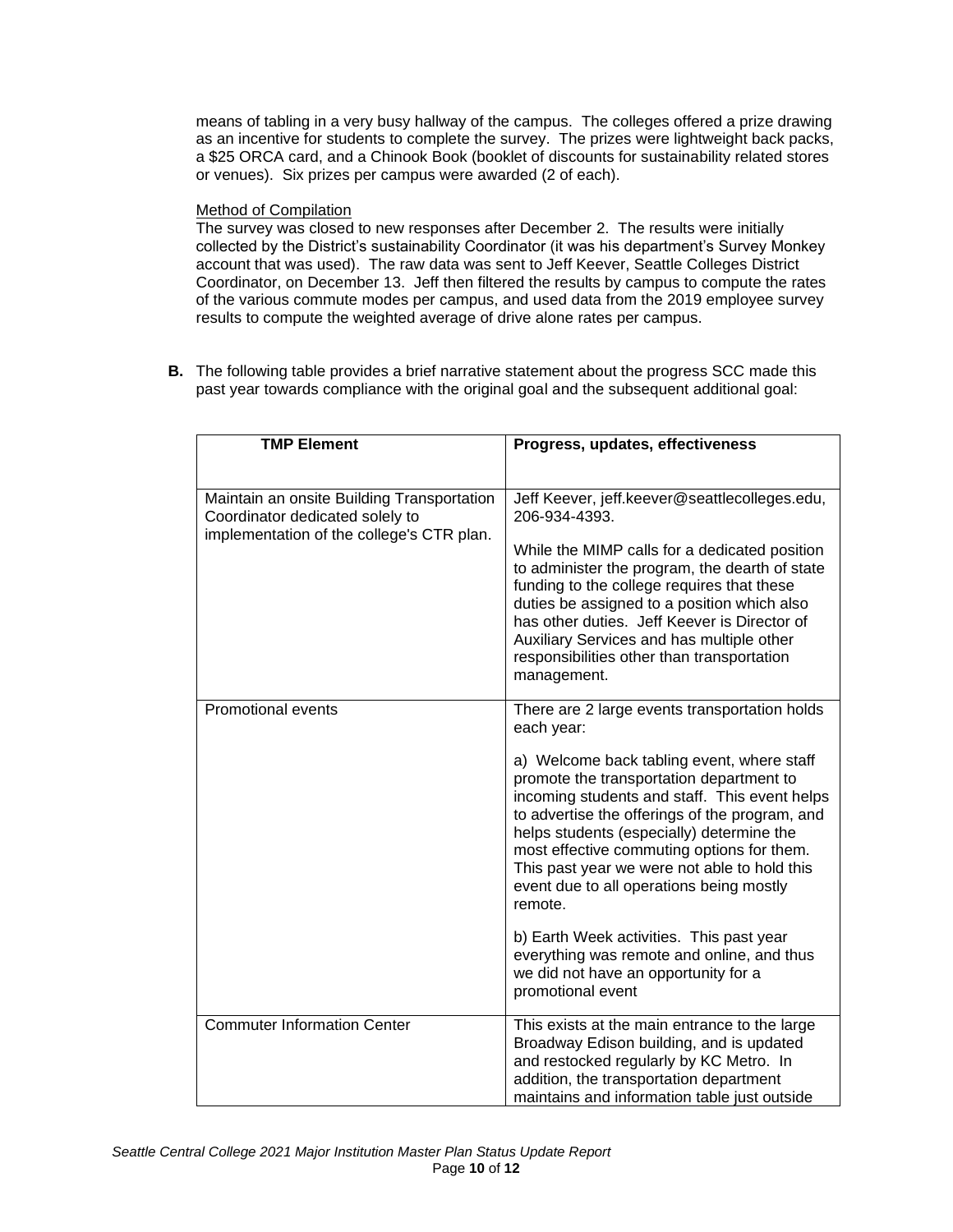means of tabling in a very busy hallway of the campus. The colleges offered a prize drawing as an incentive for students to complete the survey. The prizes were lightweight back packs, a $25 ORCA card, and a Chinook Book (booklet of discounts for sustainability related stores or venues). Six prizes per campus were awarded (2 of each).

Method of Compilation

The survey was closed to new responses after December 2. The results were initially collected by the District's sustainability Coordinator (it was his department's Survey Monkey account that was used). The raw data was sent to Jeff Keever, Seattle Colleges District Coordinator, on December 13. Jeff then filtered the results by campus to compute the rates of the various commute modes per campus, and used data from the 2019 employee survey results to compute the weighted average of drive alone rates per campus.

**B.** The following table provides a brief narrative statement about the progress SCC made this past year towards compliance with the original goal and the subsequent additional goal:

| **TMP Element** | **Progress, updates, effectiveness** |
|---|---|
| Maintain an onsite Building Transportation Coordinator dedicated solely to implementation of the college's CTR plan. | Jeff Keever, jeff.keever@seattlecolleges.edu, 206-934-4393.<br><br>While the MIMP calls for a dedicated position to administer the program, the dearth of state funding to the college requires that these duties be assigned to a position which also has other duties. Jeff Keever is Director of Auxiliary Services and has multiple other responsibilities other than transportation management. |
| Promotional events | There are 2 large events transportation holds each year:<br><br>a) Welcome back tabling event, where staff promote the transportation department to incoming students and staff. This event helps to advertise the offerings of the program, and helps students (especially) determine the most effective commuting options for them. This past year we were not able to hold this event due to all operations being mostly remote.<br><br>b) Earth Week activities. This past year everything was remote and online, and thus we did not have an opportunity for a promotional event |
| Commuter Information Center | This exists at the main entrance to the large Broadway Edison building, and is updated and restocked regularly by KC Metro. In addition, the transportation department maintains and information table just outside |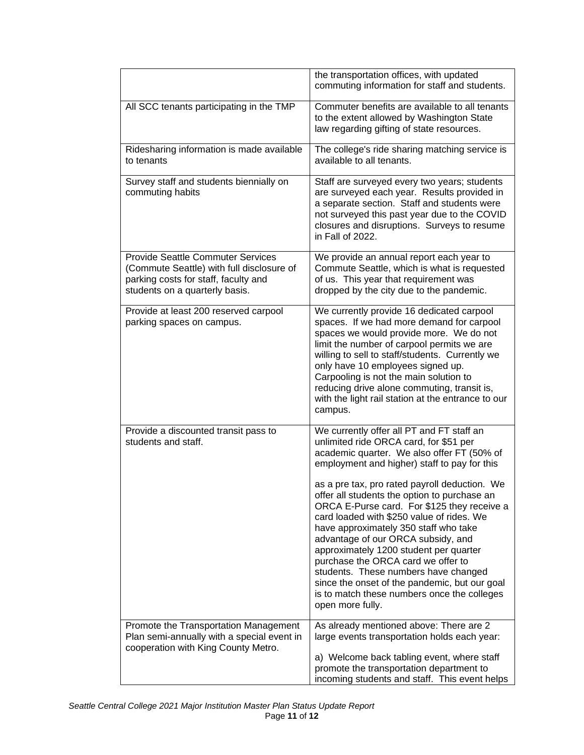| | |
|---|---|
| | the transportation offices, with updated commuting information for staff and students. |
| All SCC tenants participating in the TMP | Commuter benefits are available to all tenants to the extent allowed by Washington State law regarding gifting of state resources. |
| Ridesharing information is made available to tenants | The college's ride sharing matching service is available to all tenants. |
| Survey staff and students biennially on commuting habits | Staff are surveyed every two years; students are surveyed each year. Results provided in a separate section. Staff and students were not surveyed this past year due to the COVID closures and disruptions. Surveys to resume in Fall of 2022. |
| Provide Seattle Commuter Services (Commute Seattle) with full disclosure of parking costs for staff, faculty and students on a quarterly basis. | We provide an annual report each year to Commute Seattle, which is what is requested of us. This year that requirement was dropped by the city due to the pandemic. |
| Provide at least 200 reserved carpool parking spaces on campus. | We currently provide 16 dedicated carpool spaces. If we had more demand for carpool spaces we would provide more. We do not limit the number of carpool permits we are willing to sell to staff/students. Currently we only have 10 employees signed up. Carpooling is not the main solution to reducing drive alone commuting, transit is, with the light rail station at the entrance to our campus. |
| Provide a discounted transit pass to students and staff. | We currently offer all PT and FT staff an unlimited ride ORCA card, for $51 per academic quarter. We also offer FT (50% of employment and higher) staff to pay for this as a pre tax, pro rated payroll deduction. We offer all students the option to purchase an ORCA E-Purse card. For $125 they receive a card loaded with $250 value of rides. We have approximately 350 staff who take advantage of our ORCA subsidy, and approximately 1200 student per quarter purchase the ORCA card we offer to students. These numbers have changed since the onset of the pandemic, but our goal is to match these numbers once the colleges open more fully. |
| Promote the Transportation Management Plan semi-annually with a special event in cooperation with King County Metro. | As already mentioned above: There are 2 large events transportation holds each year:<br><br>a) Welcome back tabling event, where staff promote the transportation department to incoming students and staff. This event helps |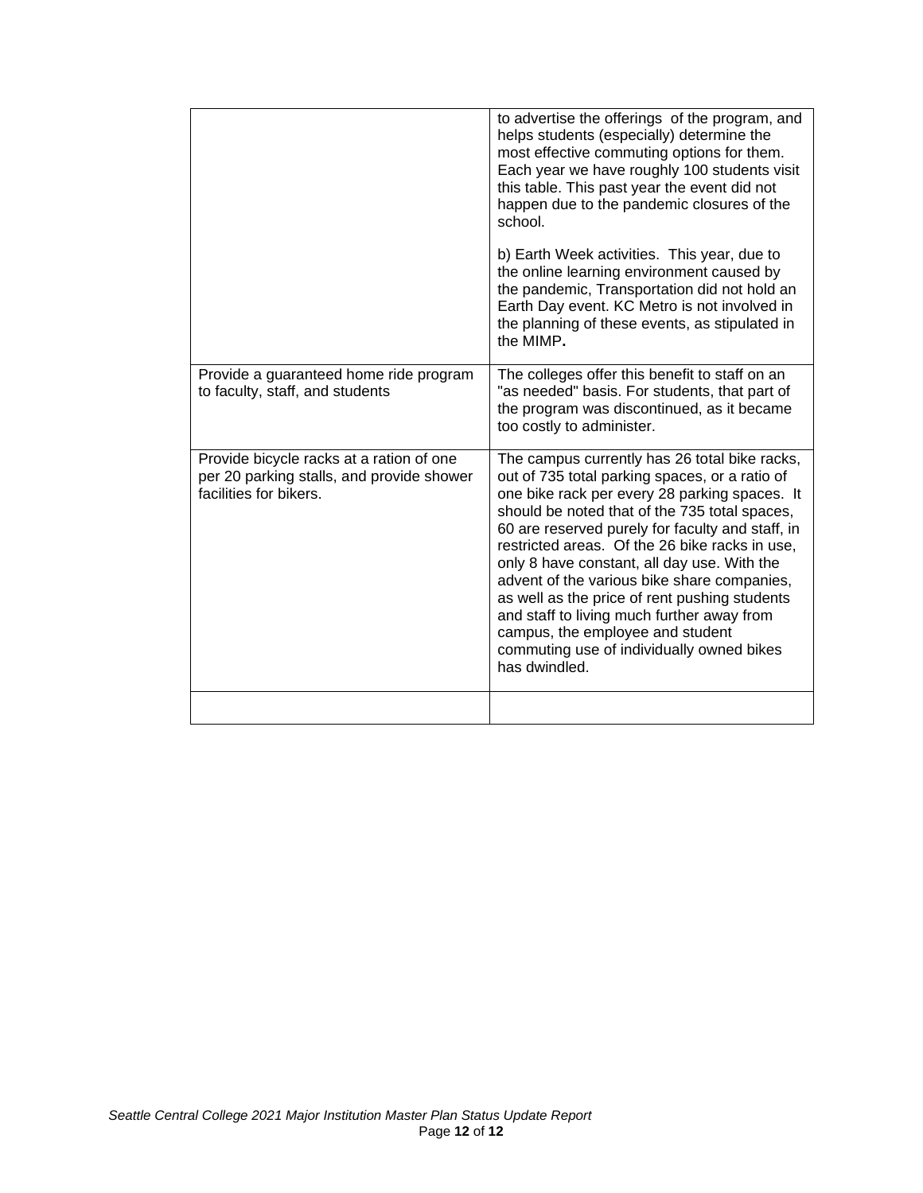| | |
|---|---|
| | to advertise the offerings of the program, and helps students (especially) determine the most effective commuting options for them. Each year we have roughly 100 students visit this table. This past year the event did not happen due to the pandemic closures of the school.<br><br>b) Earth Week activities. This year, due to the online learning environment caused by the pandemic, Transportation did not hold an Earth Day event. KC Metro is not involved in the planning of these events, as stipulated in the MIMP**.** |
| Provide a guaranteed home ride program to faculty, staff, and students | The colleges offer this benefit to staff on an "as needed" basis. For students, that part of the program was discontinued, as it became too costly to administer. |
| Provide bicycle racks at a ration of one per 20 parking stalls, and provide shower facilities for bikers. | The campus currently has 26 total bike racks, out of 735 total parking spaces, or a ratio of one bike rack per every 28 parking spaces. It should be noted that of the 735 total spaces, 60 are reserved purely for faculty and staff, in restricted areas. Of the 26 bike racks in use, only 8 have constant, all day use. With the advent of the various bike share companies, as well as the price of rent pushing students and staff to living much further away from campus, the employee and student commuting use of individually owned bikes has dwindled. |
| | |